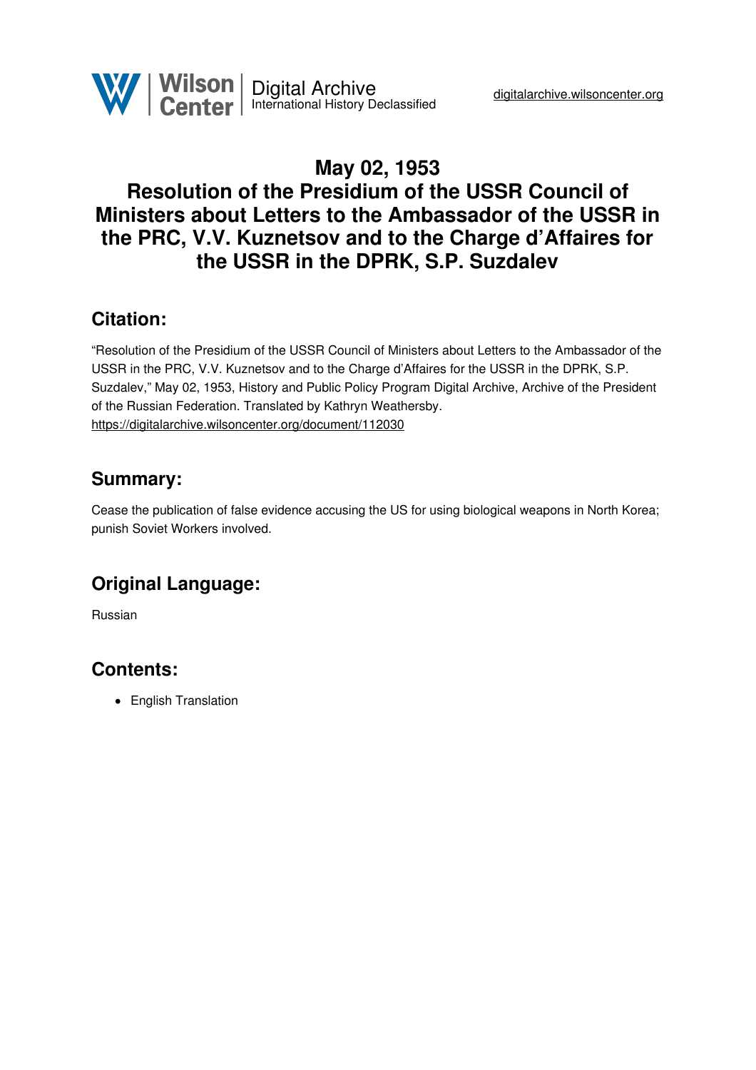# May 02, 1953
# Resolution of the Presidium of the USSR Council of Ministers about Letters to the Ambassador of the USSR in the PRC, V.V. Kuznetsov and to the Charge d'Affaires for the USSR in the DPRK, S.P. Suzdalev

## Citation:

"Resolution of the Presidium of the USSR Council of Ministers about Letters to the Ambassador of the USSR in the PRC, V.V. Kuznetsov and to the Charge d'Affaires for the USSR in the DPRK, S.P. Suzdalev," May 02, 1953, History and Public Policy Program Digital Archive, Archive of the President of the Russian Federation. Translated by Kathryn Weathersby.
https://digitalarchive.wilsoncenter.org/document/112030

## Summary:

Cease the publication of false evidence accusing the US for using biological weapons in North Korea; punish Soviet Workers involved.

## Original Language:

Russian

## Contents:

- English Translation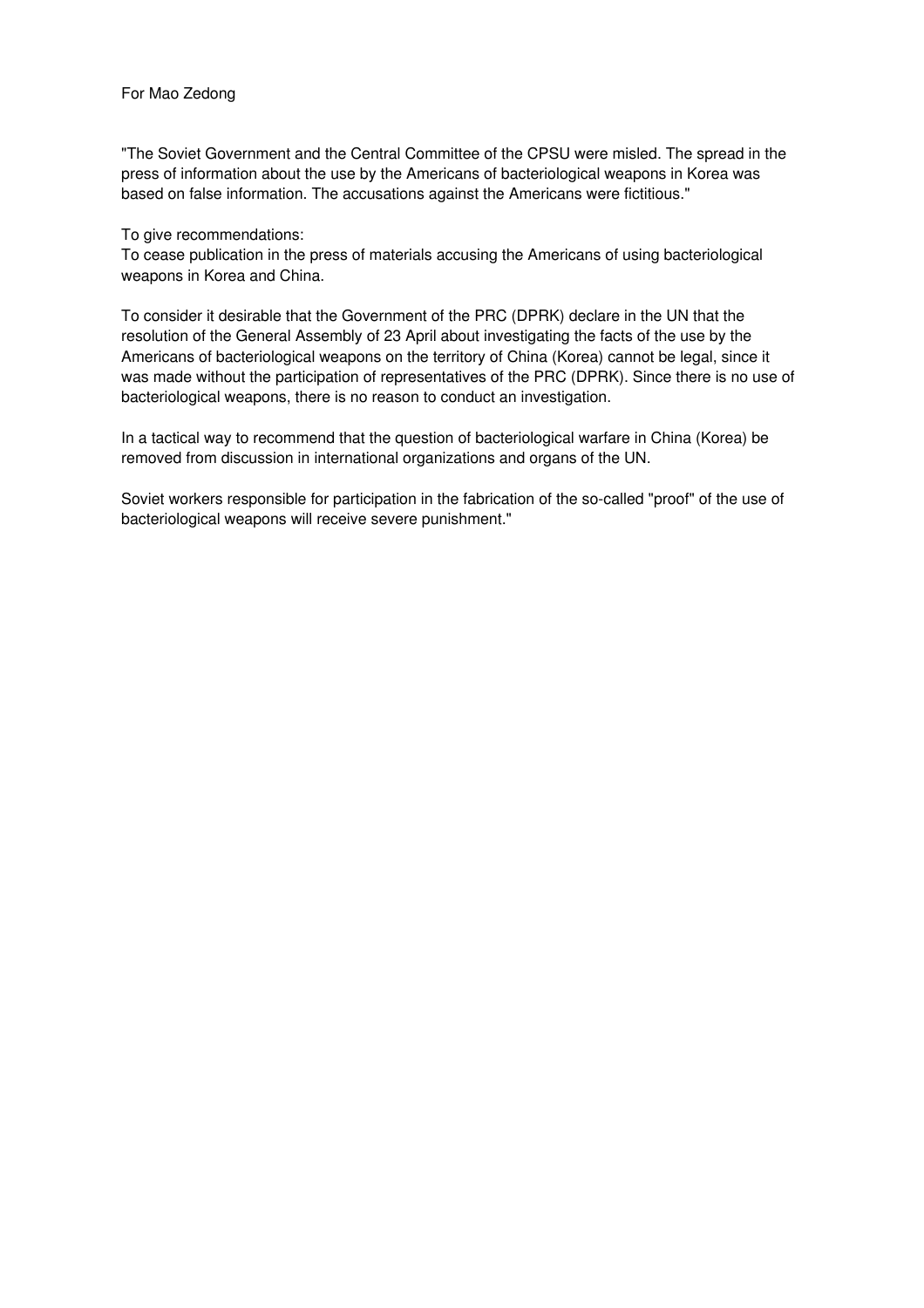For Mao Zedong

"The Soviet Government and the Central Committee of the CPSU were misled. The spread in the press of information about the use by the Americans of bacteriological weapons in Korea was based on false information. The accusations against the Americans were fictitious."

To give recommendations:
To cease publication in the press of materials accusing the Americans of using bacteriological weapons in Korea and China.

To consider it desirable that the Government of the PRC (DPRK) declare in the UN that the resolution of the General Assembly of 23 April about investigating the facts of the use by the Americans of bacteriological weapons on the territory of China (Korea) cannot be legal, since it was made without the participation of representatives of the PRC (DPRK). Since there is no use of bacteriological weapons, there is no reason to conduct an investigation.

In a tactical way to recommend that the question of bacteriological warfare in China (Korea) be removed from discussion in international organizations and organs of the UN.

Soviet workers responsible for participation in the fabrication of the so-called "proof" of the use of bacteriological weapons will receive severe punishment."